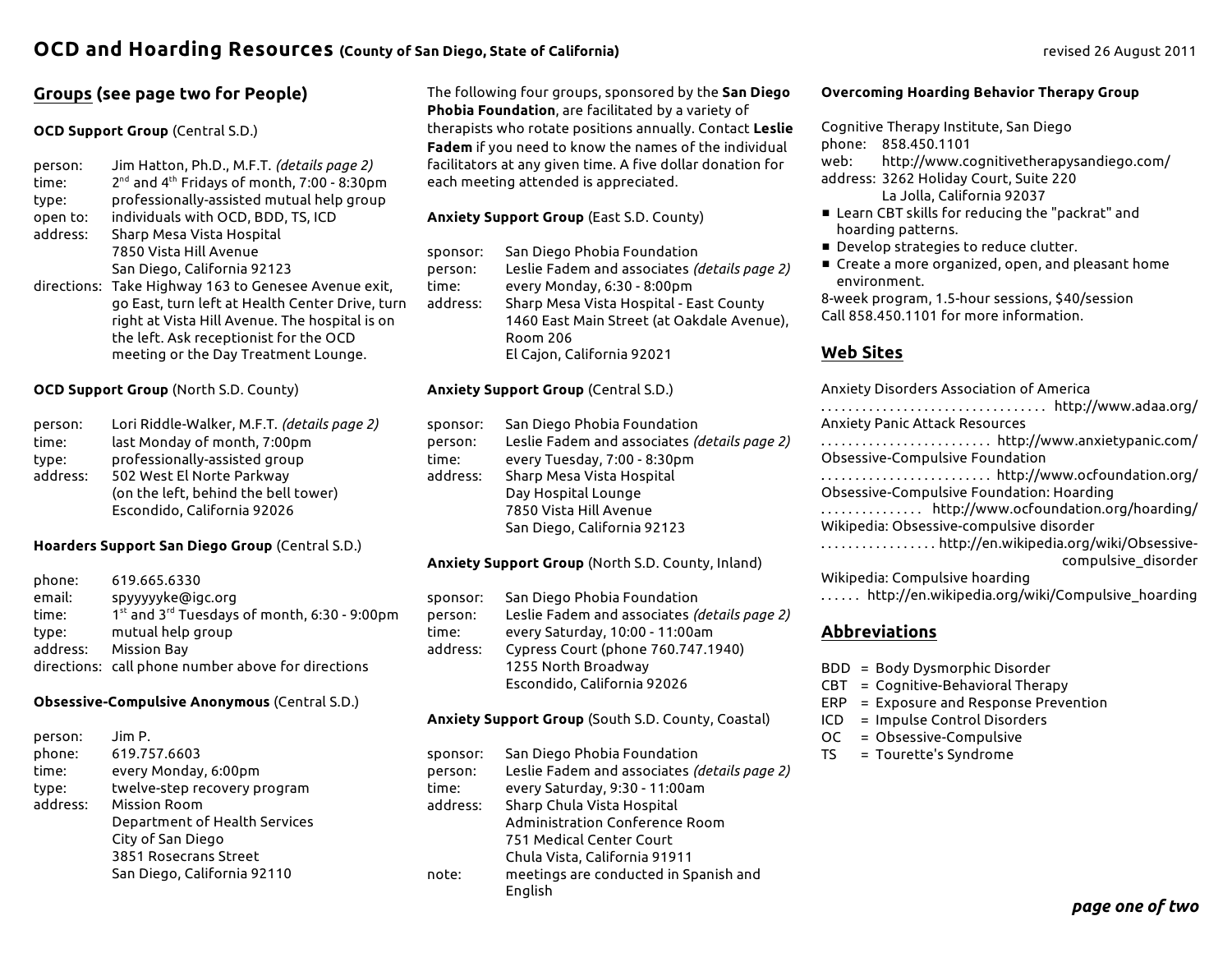# OCD and Hoarding Resources (County of San Diego, State of California)

revised 26 August 2011

## Groups (see page two for People)

**OCD Support Group** (Central S.D.)

person: Jim Hatton, Ph.D., M.F.T. *(details page 2)*
time: 2nd and 4th Fridays of month, 7:00 - 8:30pm
type: professionally-assisted mutual help group
open to: individuals with OCD, BDD, TS, ICD
address: Sharp Mesa Vista Hospital
7850 Vista Hill Avenue
San Diego, California 92123
directions: Take Highway 163 to Genesee Avenue exit, go East, turn left at Health Center Drive, turn right at Vista Hill Avenue. The hospital is on the left. Ask receptionist for the OCD meeting or the Day Treatment Lounge.

**OCD Support Group** (North S.D. County)

person: Lori Riddle-Walker, M.F.T. *(details page 2)*
time: last Monday of month, 7:00pm
type: professionally-assisted group
address: 502 West El Norte Parkway
(on the left, behind the bell tower)
Escondido, California 92026

**Hoarders Support San Diego Group** (Central S.D.)

phone: 619.665.6330
email: spyyyyyke@igc.org
time: 1st and 3rd Tuesdays of month, 6:30 - 9:00pm
type: mutual help group
address: Mission Bay
directions: call phone number above for directions

**Obsessive-Compulsive Anonymous** (Central S.D.)

person: Jim P.
phone: 619.757.6603
time: every Monday, 6:00pm
type: twelve-step recovery program
address: Mission Room
Department of Health Services
City of San Diego
3851 Rosecrans Street
San Diego, California 92110

The following four groups, sponsored by the **San Diego Phobia Foundation**, are facilitated by a variety of therapists who rotate positions annually. Contact **Leslie Fadem** if you need to know the names of the individual facilitators at any given time. A five dollar donation for each meeting attended is appreciated.

**Anxiety Support Group** (East S.D. County)

sponsor: San Diego Phobia Foundation
person: Leslie Fadem and associates *(details page 2)*
time: every Monday, 6:30 - 8:00pm
address: Sharp Mesa Vista Hospital - East County
1460 East Main Street (at Oakdale Avenue),
Room 206
El Cajon, California 92021

**Anxiety Support Group** (Central S.D.)

sponsor: San Diego Phobia Foundation
person: Leslie Fadem and associates *(details page 2)*
time: every Tuesday, 7:00 - 8:30pm
address: Sharp Mesa Vista Hospital
Day Hospital Lounge
7850 Vista Hill Avenue
San Diego, California 92123

**Anxiety Support Group** (North S.D. County, Inland)

sponsor: San Diego Phobia Foundation
person: Leslie Fadem and associates *(details page 2)*
time: every Saturday, 10:00 - 11:00am
address: Cypress Court (phone 760.747.1940)
1255 North Broadway
Escondido, California 92026

**Anxiety Support Group** (South S.D. County, Coastal)

sponsor: San Diego Phobia Foundation
person: Leslie Fadem and associates *(details page 2)*
time: every Saturday, 9:30 - 11:00am
address: Sharp Chula Vista Hospital
Administration Conference Room
751 Medical Center Court
Chula Vista, California 91911
note: meetings are conducted in Spanish and English

**Overcoming Hoarding Behavior Therapy Group**

Cognitive Therapy Institute, San Diego
phone: 858.450.1101
web: http://www.cognitivetherapysandiego.com/
address: 3262 Holiday Court, Suite 220
La Jolla, California 92037

- Learn CBT skills for reducing the "packrat" and hoarding patterns.
- Develop strategies to reduce clutter.
- Create a more organized, open, and pleasant home environment.

8-week program, 1.5-hour sessions, $40/session
Call 858.450.1101 for more information.

## Web Sites

Anxiety Disorders Association of America ..... http://www.adaa.org/
Anxiety Panic Attack Resources ..... http://www.anxietypanic.com/
Obsessive-Compulsive Foundation ..... http://www.ocfoundation.org/
Obsessive-Compulsive Foundation: Hoarding ..... http://www.ocfoundation.org/hoarding/
Wikipedia: Obsessive-compulsive disorder ..... http://en.wikipedia.org/wiki/Obsessive-compulsive_disorder
Wikipedia: Compulsive hoarding ..... http://en.wikipedia.org/wiki/Compulsive_hoarding

## Abbreviations

BDD = Body Dysmorphic Disorder
CBT = Cognitive-Behavioral Therapy
ERP = Exposure and Response Prevention
ICD = Impulse Control Disorders
OC = Obsessive-Compulsive
TS = Tourette's Syndrome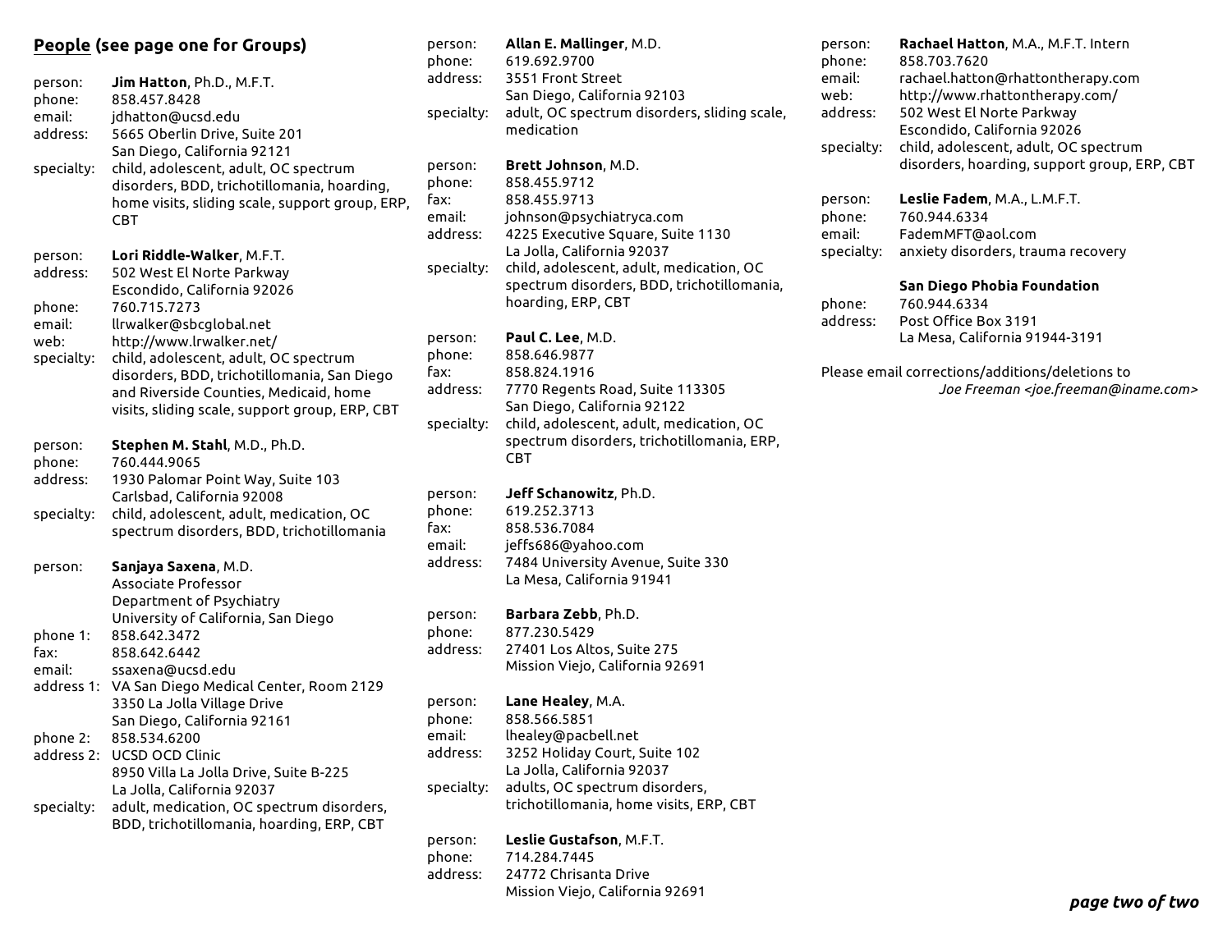## **People** (see page one for Groups)

person: **Jim Hatton**, Ph.D., M.F.T.
phone: 858.457.8428
email: jdhatton@ucsd.edu
address: 5665 Oberlin Drive, Suite 201
San Diego, California 92121
specialty: child, adolescent, adult, OC spectrum disorders, BDD, trichotillomania, hoarding, home visits, sliding scale, support group, ERP, CBT

person: **Lori Riddle-Walker**, M.F.T.
address: 502 West El Norte Parkway
Escondido, California 92026
phone: 760.715.7273
email: llrwalker@sbcglobal.net
web: http://www.lrwalker.net/
specialty: child, adolescent, adult, OC spectrum disorders, BDD, trichotillomania, San Diego and Riverside Counties, Medicaid, home visits, sliding scale, support group, ERP, CBT

person: **Stephen M. Stahl**, M.D., Ph.D.
phone: 760.444.9065
address: 1930 Palomar Point Way, Suite 103
Carlsbad, California 92008
specialty: child, adolescent, adult, medication, OC spectrum disorders, BDD, trichotillomania

person: **Sanjaya Saxena**, M.D.
Associate Professor
Department of Psychiatry
University of California, San Diego
phone 1: 858.642.3472
fax: 858.642.6442
email: ssaxena@ucsd.edu
address 1: VA San Diego Medical Center, Room 2129
3350 La Jolla Village Drive
San Diego, California 92161
phone 2: 858.534.6200
address 2: UCSD OCD Clinic
8950 Villa La Jolla Drive, Suite B-225
La Jolla, California 92037
specialty: adult, medication, OC spectrum disorders, BDD, trichotillomania, hoarding, ERP, CBT

person: **Allan E. Mallinger**, M.D.
phone: 619.692.9700
address: 3551 Front Street
San Diego, California 92103
specialty: adult, OC spectrum disorders, sliding scale, medication

person: **Brett Johnson**, M.D.
phone: 858.455.9712
fax: 858.455.9713
email: johnson@psychiatryca.com
address: 4225 Executive Square, Suite 1130
La Jolla, California 92037
specialty: child, adolescent, adult, medication, OC spectrum disorders, BDD, trichotillomania, hoarding, ERP, CBT

person: **Paul C. Lee**, M.D.
phone: 858.646.9877
fax: 858.824.1916
address: 7770 Regents Road, Suite 113305
San Diego, California 92122
specialty: child, adolescent, adult, medication, OC spectrum disorders, trichotillomania, ERP, CBT

person: **Jeff Schanowitz**, Ph.D.
phone: 619.252.3713
fax: 858.536.7084
email: jeffs686@yahoo.com
address: 7484 University Avenue, Suite 330
La Mesa, California 91941

person: **Barbara Zebb**, Ph.D.
phone: 877.230.5429
address: 27401 Los Altos, Suite 275
Mission Viejo, California 92691

person: **Lane Healey**, M.A.
phone: 858.566.5851
email: lhealey@pacbell.net
address: 3252 Holiday Court, Suite 102
La Jolla, California 92037
specialty: adults, OC spectrum disorders, trichotillomania, home visits, ERP, CBT

person: **Leslie Gustafson**, M.F.T.
phone: 714.284.7445
address: 24772 Chrisanta Drive
Mission Viejo, California 92691

person: **Rachael Hatton**, M.A., M.F.T. Intern
phone: 858.703.7620
email: rachael.hatton@rhattontherapy.com
web: http://www.rhattontherapy.com/
address: 502 West El Norte Parkway
Escondido, California 92026
specialty: child, adolescent, adult, OC spectrum disorders, hoarding, support group, ERP, CBT

person: **Leslie Fadem**, M.A., L.M.F.T.
phone: 760.944.6334
email: FademMFT@aol.com
specialty: anxiety disorders, trauma recovery

**San Diego Phobia Foundation**
phone: 760.944.6334
address: Post Office Box 3191
La Mesa, California 91944-3191

Please email corrections/additions/deletions to
*Joe Freeman <joe.freeman@iname.com>*